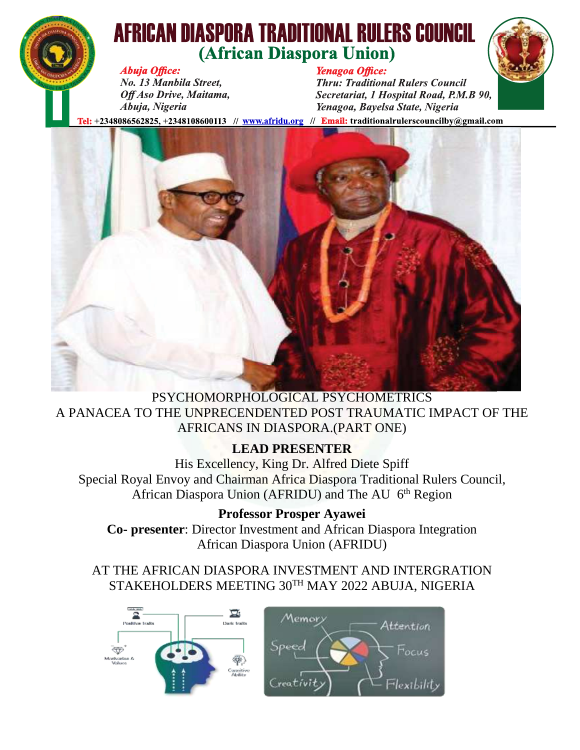# AFRICAN DIASPORA TRADITIONAL RULERS COUNCIL

## (African Diaspora Union)

***Abuja Office:***
*No. 13 Manbila Street,*
*Off Aso Drive, Maitama,*
*Abuja, Nigeria*

***Yenagoa Office:***
*Thru: Traditional Rulers Council*
*Secretariat, 1 Hospital Road, P.M.B 90,*
*Yenagoa, Bayelsa State, Nigeria*

**Tel:** +2348086562825, +2348108600113 // www.afridu.org // **Email:** traditionalrulerscouncilby@gmail.com

PSYCHOMORPHOLOGICAL PSYCHOMETRICS
A PANACEA TO THE UNPRECENDENTED POST TRAUMATIC IMPACT OF THE AFRICANS IN DIASPORA.(PART ONE)

**LEAD PRESENTER**

His Excellency, King Dr. Alfred Diete Spiff
Special Royal Envoy and Chairman Africa Diaspora Traditional Rulers Council,
African Diaspora Union (AFRIDU) and The AU 6th Region

**Professor Prosper Ayawei**
**Co- presenter**: Director Investment and African Diaspora Integration
African Diaspora Union (AFRIDU)

AT THE AFRICAN DIASPORA INVESTMENT AND INTERGRATION STAKEHOLDERS MEETING 30TH MAY 2022 ABUJA, NIGERIA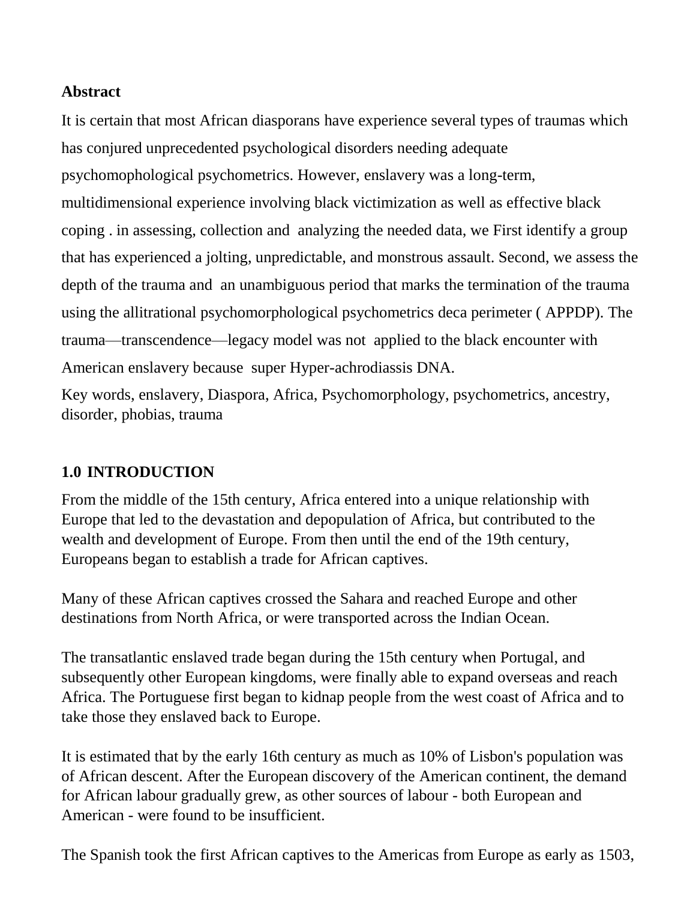**Abstract**

It is certain that most African diasporans have experience several types of traumas which has conjured unprecedented psychological disorders needing adequate psychomophological psychometrics. However, enslavery was a long-term, multidimensional experience involving black victimization as well as effective black coping . in assessing, collection and analyzing the needed data, we First identify a group that has experienced a jolting, unpredictable, and monstrous assault. Second, we assess the depth of the trauma and an unambiguous period that marks the termination of the trauma using the allitrational psychomorphological psychometrics deca perimeter ( APPDP). The trauma—transcendence—legacy model was not applied to the black encounter with American enslavery because super Hyper-achrodiassis DNA.

Key words, enslavery, Diaspora, Africa, Psychomorphology, psychometrics, ancestry, disorder, phobias, trauma

## 1.0 INTRODUCTION

From the middle of the 15th century, Africa entered into a unique relationship with Europe that led to the devastation and depopulation of Africa, but contributed to the wealth and development of Europe. From then until the end of the 19th century, Europeans began to establish a trade for African captives.

Many of these African captives crossed the Sahara and reached Europe and other destinations from North Africa, or were transported across the Indian Ocean.

The transatlantic enslaved trade began during the 15th century when Portugal, and subsequently other European kingdoms, were finally able to expand overseas and reach Africa. The Portuguese first began to kidnap people from the west coast of Africa and to take those they enslaved back to Europe.

It is estimated that by the early 16th century as much as 10% of Lisbon's population was of African descent. After the European discovery of the American continent, the demand for African labour gradually grew, as other sources of labour - both European and American - were found to be insufficient.

The Spanish took the first African captives to the Americas from Europe as early as 1503,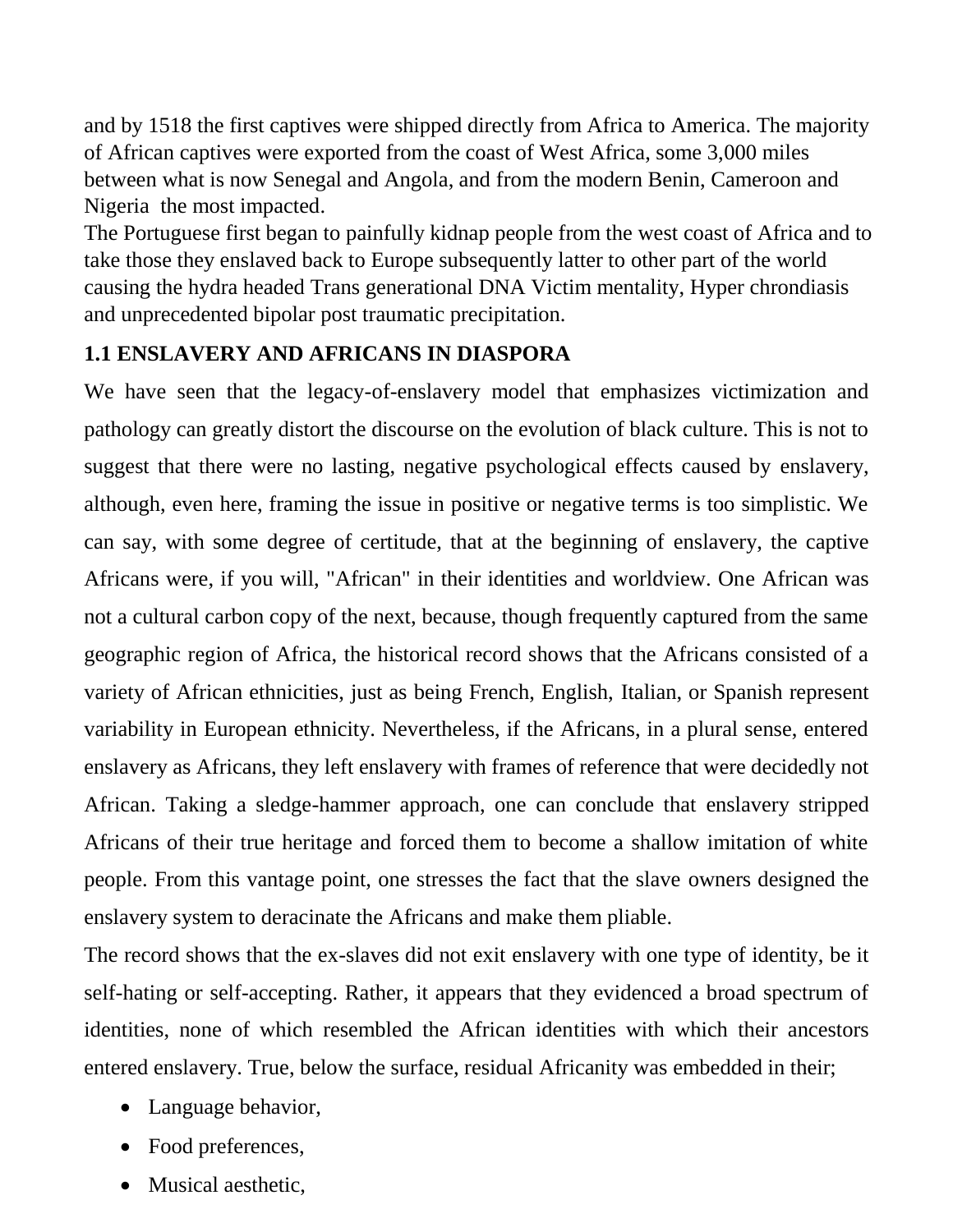and by 1518 the first captives were shipped directly from Africa to America. The majority of African captives were exported from the coast of West Africa, some 3,000 miles between what is now Senegal and Angola, and from the modern Benin, Cameroon and Nigeria the most impacted.

The Portuguese first began to painfully kidnap people from the west coast of Africa and to take those they enslaved back to Europe subsequently latter to other part of the world causing the hydra headed Trans generational DNA Victim mentality, Hyper chrondiasis and unprecedented bipolar post traumatic precipitation.

## 1.1 ENSLAVERY AND AFRICANS IN DIASPORA

We have seen that the legacy-of-enslavery model that emphasizes victimization and pathology can greatly distort the discourse on the evolution of black culture. This is not to suggest that there were no lasting, negative psychological effects caused by enslavery, although, even here, framing the issue in positive or negative terms is too simplistic. We can say, with some degree of certitude, that at the beginning of enslavery, the captive Africans were, if you will, "African" in their identities and worldview. One African was not a cultural carbon copy of the next, because, though frequently captured from the same geographic region of Africa, the historical record shows that the Africans consisted of a variety of African ethnicities, just as being French, English, Italian, or Spanish represent variability in European ethnicity. Nevertheless, if the Africans, in a plural sense, entered enslavery as Africans, they left enslavery with frames of reference that were decidedly not African. Taking a sledge-hammer approach, one can conclude that enslavery stripped Africans of their true heritage and forced them to become a shallow imitation of white people. From this vantage point, one stresses the fact that the slave owners designed the enslavery system to deracinate the Africans and make them pliable.

The record shows that the ex-slaves did not exit enslavery with one type of identity, be it self-hating or self-accepting. Rather, it appears that they evidenced a broad spectrum of identities, none of which resembled the African identities with which their ancestors entered enslavery. True, below the surface, residual Africanity was embedded in their;

- Language behavior,
- Food preferences,
- Musical aesthetic,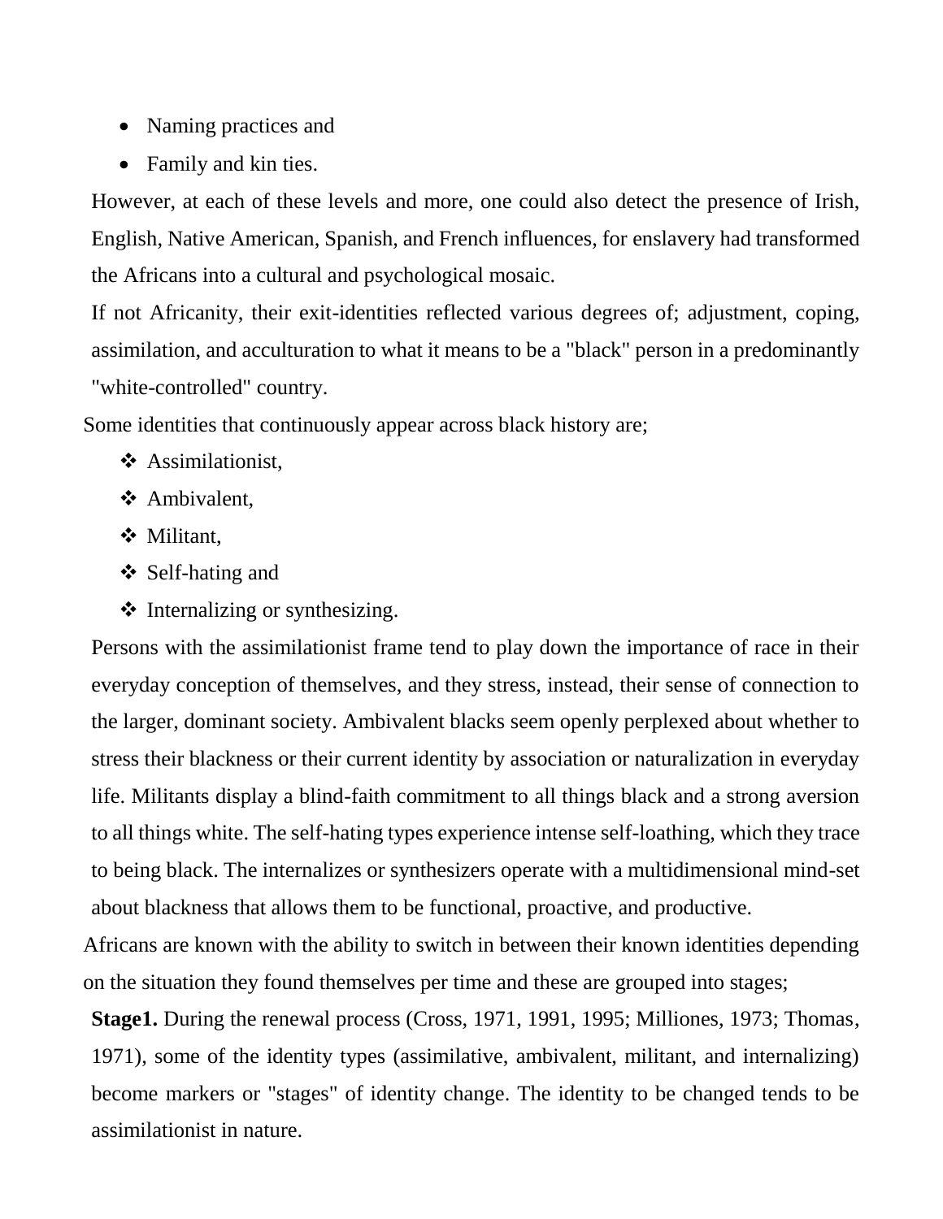- Naming practices and
- Family and kin ties.

However, at each of these levels and more, one could also detect the presence of Irish, English, Native American, Spanish, and French influences, for enslavery had transformed the Africans into a cultural and psychological mosaic.

If not Africanity, their exit-identities reflected various degrees of; adjustment, coping, assimilation, and acculturation to what it means to be a "black" person in a predominantly "white-controlled" country.

Some identities that continuously appear across black history are;

- Assimilationist,
- Ambivalent,
- Militant,
- Self-hating and
- Internalizing or synthesizing.

Persons with the assimilationist frame tend to play down the importance of race in their everyday conception of themselves, and they stress, instead, their sense of connection to the larger, dominant society. Ambivalent blacks seem openly perplexed about whether to stress their blackness or their current identity by association or naturalization in everyday life. Militants display a blind-faith commitment to all things black and a strong aversion to all things white. The self-hating types experience intense self-loathing, which they trace to being black. The internalizes or synthesizers operate with a multidimensional mind-set about blackness that allows them to be functional, proactive, and productive.

Africans are known with the ability to switch in between their known identities depending on the situation they found themselves per time and these are grouped into stages;

**Stage1.** During the renewal process (Cross, 1971, 1991, 1995; Milliones, 1973; Thomas, 1971), some of the identity types (assimilative, ambivalent, militant, and internalizing) become markers or "stages" of identity change. The identity to be changed tends to be assimilationist in nature.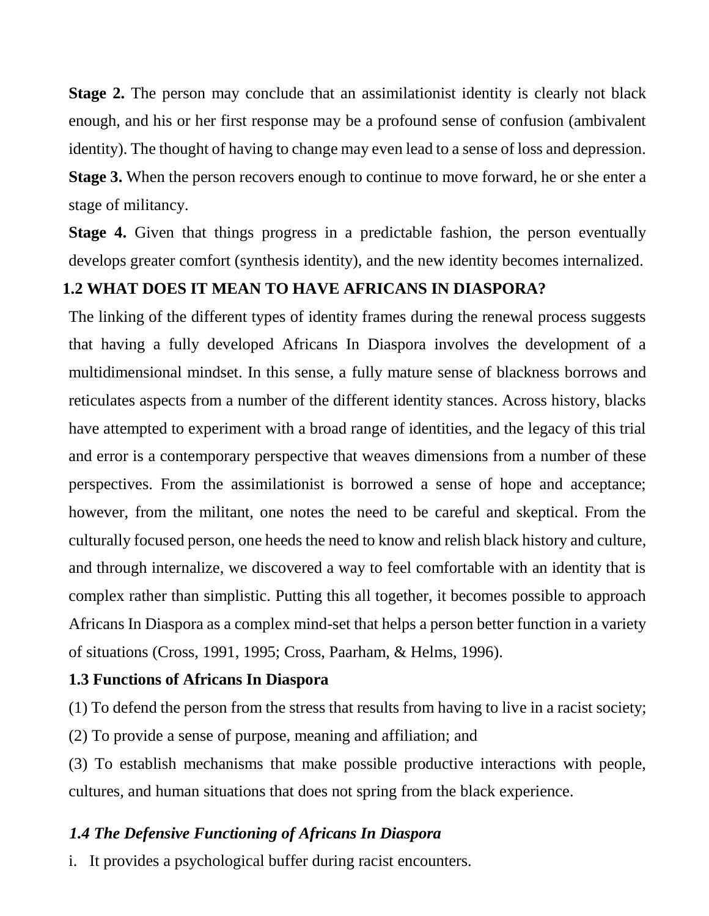**Stage 2.** The person may conclude that an assimilationist identity is clearly not black enough, and his or her first response may be a profound sense of confusion (ambivalent identity). The thought of having to change may even lead to a sense of loss and depression.

**Stage 3.** When the person recovers enough to continue to move forward, he or she enter a stage of militancy.

**Stage 4.** Given that things progress in a predictable fashion, the person eventually develops greater comfort (synthesis identity), and the new identity becomes internalized.

## 1.2 WHAT DOES IT MEAN TO HAVE AFRICANS IN DIASPORA?

The linking of the different types of identity frames during the renewal process suggests that having a fully developed Africans In Diaspora involves the development of a multidimensional mindset. In this sense, a fully mature sense of blackness borrows and reticulates aspects from a number of the different identity stances. Across history, blacks have attempted to experiment with a broad range of identities, and the legacy of this trial and error is a contemporary perspective that weaves dimensions from a number of these perspectives. From the assimilationist is borrowed a sense of hope and acceptance; however, from the militant, one notes the need to be careful and skeptical. From the culturally focused person, one heeds the need to know and relish black history and culture, and through internalize, we discovered a way to feel comfortable with an identity that is complex rather than simplistic. Putting this all together, it becomes possible to approach Africans In Diaspora as a complex mind-set that helps a person better function in a variety of situations (Cross, 1991, 1995; Cross, Paarham, & Helms, 1996).

### 1.3 Functions of Africans In Diaspora

(1) To defend the person from the stress that results from having to live in a racist society;

(2) To provide a sense of purpose, meaning and affiliation; and

(3) To establish mechanisms that make possible productive interactions with people, cultures, and human situations that does not spring from the black experience.

### *1.4 The Defensive Functioning of Africans In Diaspora*

i. It provides a psychological buffer during racist encounters.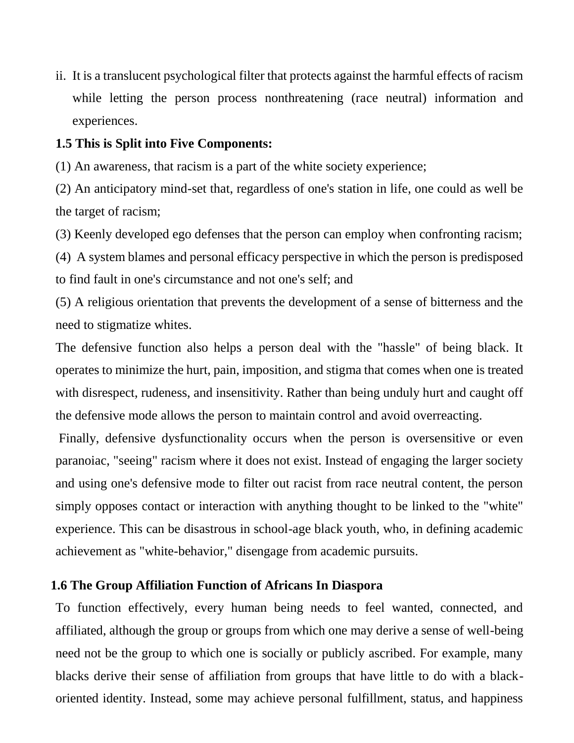ii. It is a translucent psychological filter that protects against the harmful effects of racism while letting the person process nonthreatening (race neutral) information and experiences.

**1.5 This is Split into Five Components:**

(1) An awareness, that racism is a part of the white society experience;

(2) An anticipatory mind-set that, regardless of one's station in life, one could as well be the target of racism;

(3) Keenly developed ego defenses that the person can employ when confronting racism;

(4) A system blames and personal efficacy perspective in which the person is predisposed to find fault in one's circumstance and not one's self; and

(5) A religious orientation that prevents the development of a sense of bitterness and the need to stigmatize whites.

The defensive function also helps a person deal with the "hassle" of being black. It operates to minimize the hurt, pain, imposition, and stigma that comes when one is treated with disrespect, rudeness, and insensitivity. Rather than being unduly hurt and caught off the defensive mode allows the person to maintain control and avoid overreacting.

Finally, defensive dysfunctionality occurs when the person is oversensitive or even paranoiac, "seeing" racism where it does not exist. Instead of engaging the larger society and using one's defensive mode to filter out racist from race neutral content, the person simply opposes contact or interaction with anything thought to be linked to the "white" experience. This can be disastrous in school-age black youth, who, in defining academic achievement as "white-behavior," disengage from academic pursuits.

**1.6 The Group Affiliation Function of Africans In Diaspora**

To function effectively, every human being needs to feel wanted, connected, and affiliated, although the group or groups from which one may derive a sense of well-being need not be the group to which one is socially or publicly ascribed. For example, many blacks derive their sense of affiliation from groups that have little to do with a black-oriented identity. Instead, some may achieve personal fulfillment, status, and happiness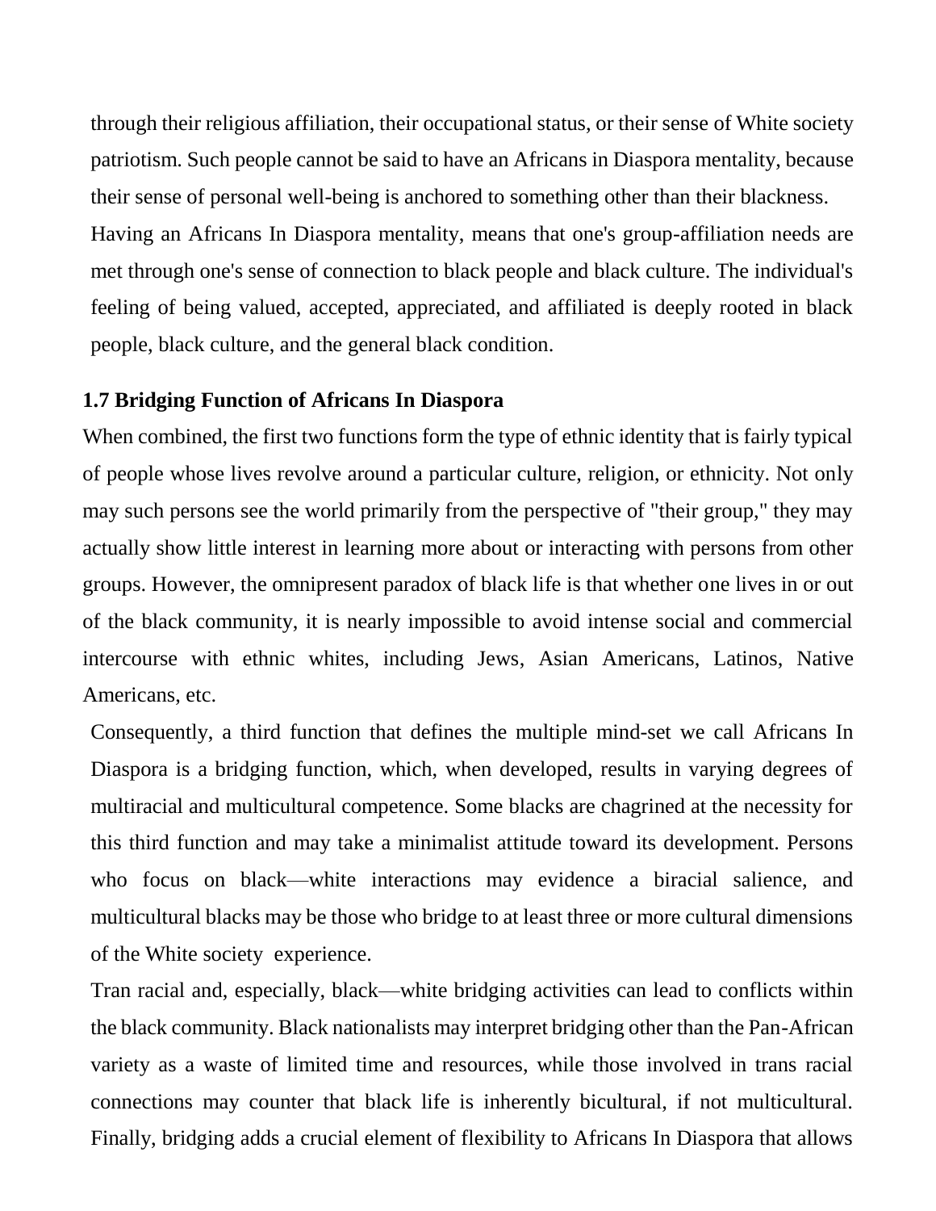through their religious affiliation, their occupational status, or their sense of White society patriotism. Such people cannot be said to have an Africans in Diaspora mentality, because their sense of personal well-being is anchored to something other than their blackness.

Having an Africans In Diaspora mentality, means that one's group-affiliation needs are met through one's sense of connection to black people and black culture. The individual's feeling of being valued, accepted, appreciated, and affiliated is deeply rooted in black people, black culture, and the general black condition.

### 1.7 Bridging Function of Africans In Diaspora

When combined, the first two functions form the type of ethnic identity that is fairly typical of people whose lives revolve around a particular culture, religion, or ethnicity. Not only may such persons see the world primarily from the perspective of "their group," they may actually show little interest in learning more about or interacting with persons from other groups. However, the omnipresent paradox of black life is that whether one lives in or out of the black community, it is nearly impossible to avoid intense social and commercial intercourse with ethnic whites, including Jews, Asian Americans, Latinos, Native Americans, etc.

Consequently, a third function that defines the multiple mind-set we call Africans In Diaspora is a bridging function, which, when developed, results in varying degrees of multiracial and multicultural competence. Some blacks are chagrined at the necessity for this third function and may take a minimalist attitude toward its development. Persons who focus on black—white interactions may evidence a biracial salience, and multicultural blacks may be those who bridge to at least three or more cultural dimensions of the White society experience.

Tran racial and, especially, black—white bridging activities can lead to conflicts within the black community. Black nationalists may interpret bridging other than the Pan-African variety as a waste of limited time and resources, while those involved in trans racial connections may counter that black life is inherently bicultural, if not multicultural. Finally, bridging adds a crucial element of flexibility to Africans In Diaspora that allows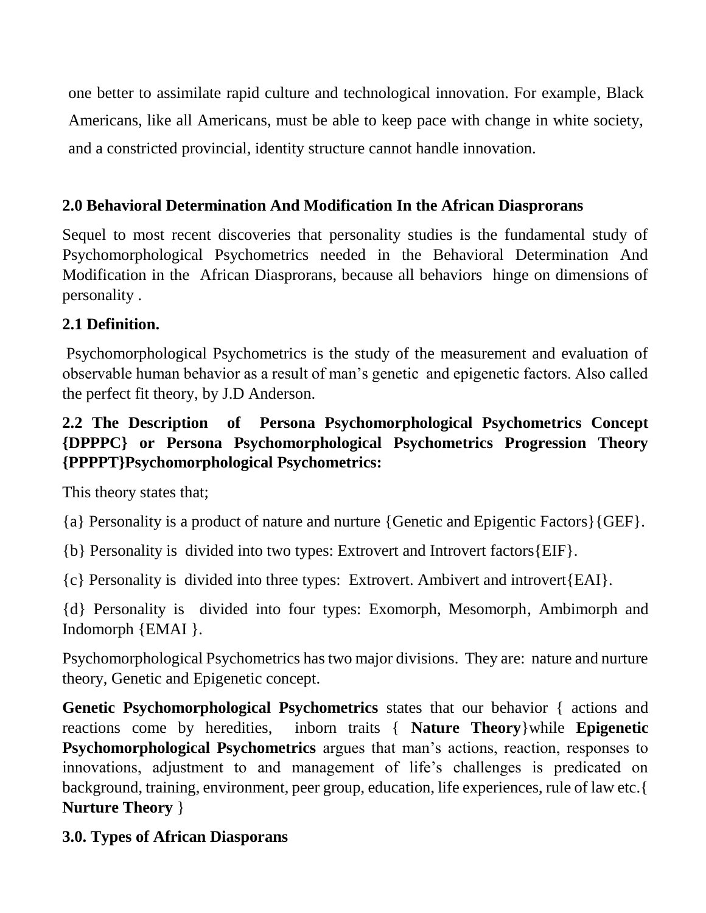one better to assimilate rapid culture and technological innovation. For example, Black Americans, like all Americans, must be able to keep pace with change in white society, and a constricted provincial, identity structure cannot handle innovation.

## 2.0 Behavioral Determination And Modification In the African Diasprorans

Sequel to most recent discoveries that personality studies is the fundamental study of Psychomorphological Psychometrics needed in the Behavioral Determination And Modification in the African Diasprorans, because all behaviors hinge on dimensions of personality .

### 2.1 Definition.

Psychomorphological Psychometrics is the study of the measurement and evaluation of observable human behavior as a result of man's genetic and epigenetic factors. Also called the perfect fit theory, by J.D Anderson.

### 2.2 The Description of Persona Psychomorphological Psychometrics Concept {DPPPC} or Persona Psychomorphological Psychometrics Progression Theory {PPPPT}Psychomorphological Psychometrics:

This theory states that;

{a} Personality is a product of nature and nurture {Genetic and Epigentic Factors}{GEF}.

{b} Personality is divided into two types: Extrovert and Introvert factors{EIF}.

{c} Personality is divided into three types: Extrovert. Ambivert and introvert{EAI}.

{d} Personality is divided into four types: Exomorph, Mesomorph, Ambimorph and Indomorph {EMAI }.

Psychomorphological Psychometrics has two major divisions. They are: nature and nurture theory, Genetic and Epigenetic concept.

**Genetic Psychomorphological Psychometrics** states that our behavior { actions and reactions come by heredities, inborn traits { **Nature Theory**}while **Epigenetic Psychomorphological Psychometrics** argues that man's actions, reaction, responses to innovations, adjustment to and management of life's challenges is predicated on background, training, environment, peer group, education, life experiences, rule of law etc.{ **Nurture Theory** }

## 3.0. Types of African Diasporans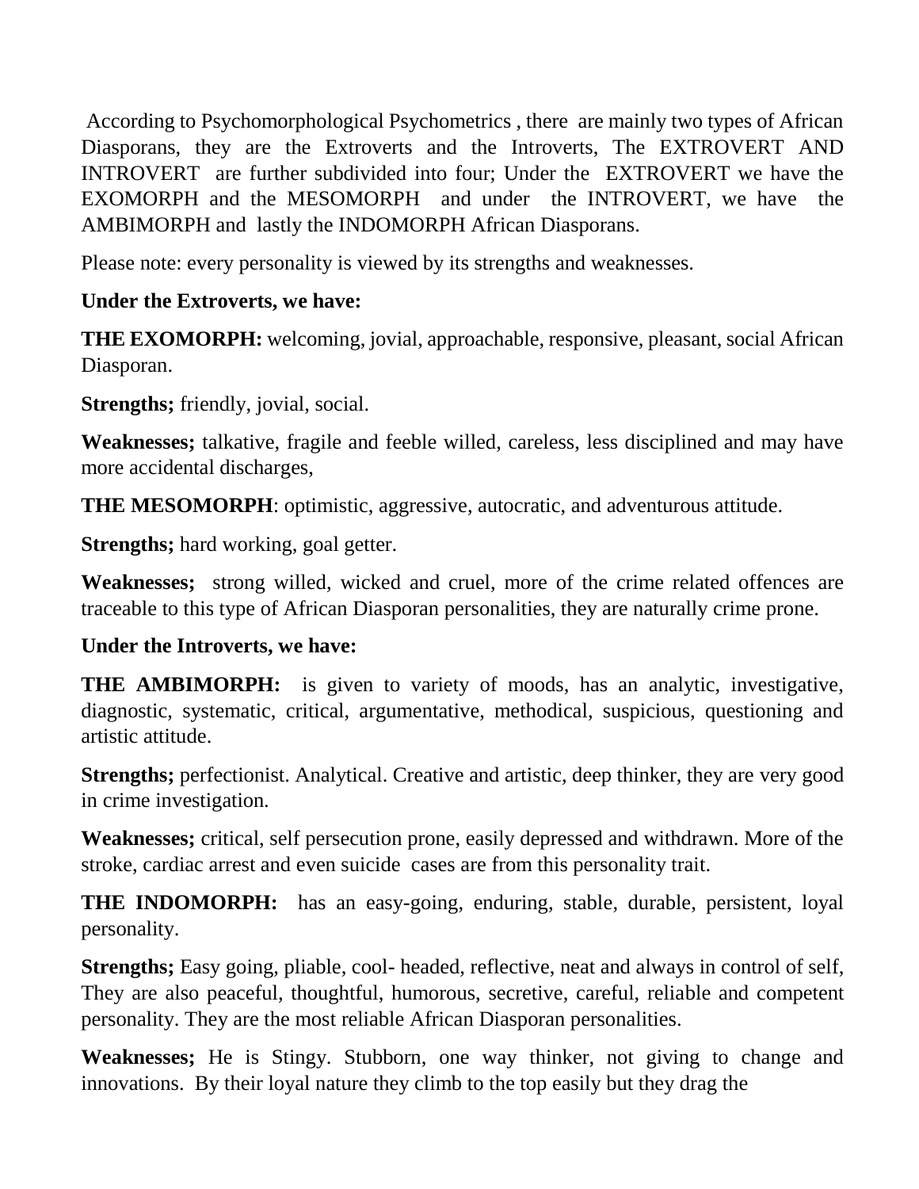According to Psychomorphological Psychometrics , there are mainly two types of African Diasporans, they are the Extroverts and the Introverts, The EXTROVERT AND INTROVERT are further subdivided into four; Under the EXTROVERT we have the EXOMORPH and the MESOMORPH and under the INTROVERT, we have the AMBIMORPH and lastly the INDOMORPH African Diasporans.

Please note: every personality is viewed by its strengths and weaknesses.

**Under the Extroverts, we have:**

**THE EXOMORPH:** welcoming, jovial, approachable, responsive, pleasant, social African Diasporan.

**Strengths;** friendly, jovial, social.

**Weaknesses;** talkative, fragile and feeble willed, careless, less disciplined and may have more accidental discharges,

**THE MESOMORPH**: optimistic, aggressive, autocratic, and adventurous attitude.

**Strengths;** hard working, goal getter.

**Weaknesses;** strong willed, wicked and cruel, more of the crime related offences are traceable to this type of African Diasporan personalities, they are naturally crime prone.

**Under the Introverts, we have:**

**THE AMBIMORPH:** is given to variety of moods, has an analytic, investigative, diagnostic, systematic, critical, argumentative, methodical, suspicious, questioning and artistic attitude.

**Strengths;** perfectionist. Analytical. Creative and artistic, deep thinker, they are very good in crime investigation.

**Weaknesses;** critical, self persecution prone, easily depressed and withdrawn. More of the stroke, cardiac arrest and even suicide cases are from this personality trait.

**THE INDOMORPH:** has an easy-going, enduring, stable, durable, persistent, loyal personality.

**Strengths;** Easy going, pliable, cool- headed, reflective, neat and always in control of self, They are also peaceful, thoughtful, humorous, secretive, careful, reliable and competent personality. They are the most reliable African Diasporan personalities.

**Weaknesses;** He is Stingy. Stubborn, one way thinker, not giving to change and innovations. By their loyal nature they climb to the top easily but they drag the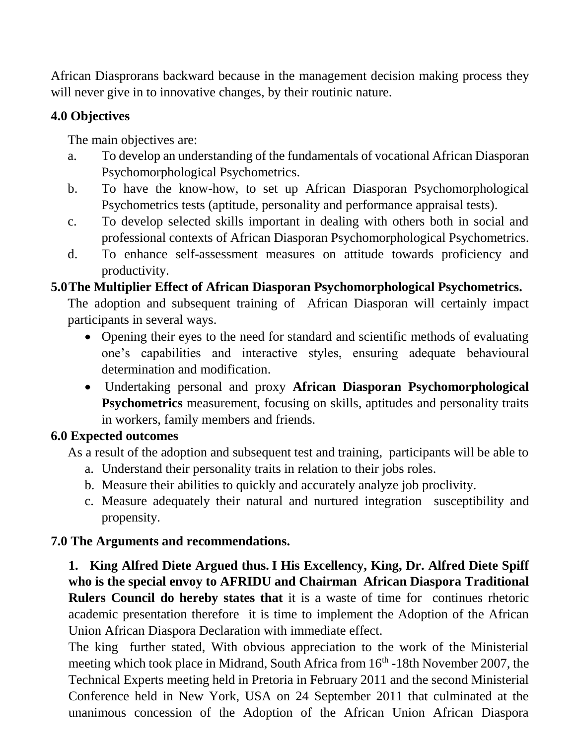African Diasprorans backward because in the management decision making process they will never give in to innovative changes, by their routinic nature.

**4.0 Objectives**

The main objectives are:

a. To develop an understanding of the fundamentals of vocational African Diasporan Psychomorphological Psychometrics.
b. To have the know-how, to set up African Diasporan Psychomorphological Psychometrics tests (aptitude, personality and performance appraisal tests).
c. To develop selected skills important in dealing with others both in social and professional contexts of African Diasporan Psychomorphological Psychometrics.
d. To enhance self-assessment measures on attitude towards proficiency and productivity.

**5.0 The Multiplier Effect of African Diasporan Psychomorphological Psychometrics.**

The adoption and subsequent training of African Diasporan will certainly impact participants in several ways.

- Opening their eyes to the need for standard and scientific methods of evaluating one's capabilities and interactive styles, ensuring adequate behavioural determination and modification.
- Undertaking personal and proxy **African Diasporan Psychomorphological Psychometrics** measurement, focusing on skills, aptitudes and personality traits in workers, family members and friends.

**6.0 Expected outcomes**

As a result of the adoption and subsequent test and training, participants will be able to

a. Understand their personality traits in relation to their jobs roles.
b. Measure their abilities to quickly and accurately analyze job proclivity.
c. Measure adequately their natural and nurtured integration susceptibility and propensity.

**7.0 The Arguments and recommendations.**

**1. King Alfred Diete Argued thus. I His Excellency, King, Dr. Alfred Diete Spiff who is the special envoy to AFRIDU and Chairman African Diaspora Traditional Rulers Council do hereby states that** it is a waste of time for continues rhetoric academic presentation therefore it is time to implement the Adoption of the African Union African Diaspora Declaration with immediate effect.

The king further stated, With obvious appreciation to the work of the Ministerial meeting which took place in Midrand, South Africa from 16th -18th November 2007, the Technical Experts meeting held in Pretoria in February 2011 and the second Ministerial Conference held in New York, USA on 24 September 2011 that culminated at the unanimous concession of the Adoption of the African Union African Diaspora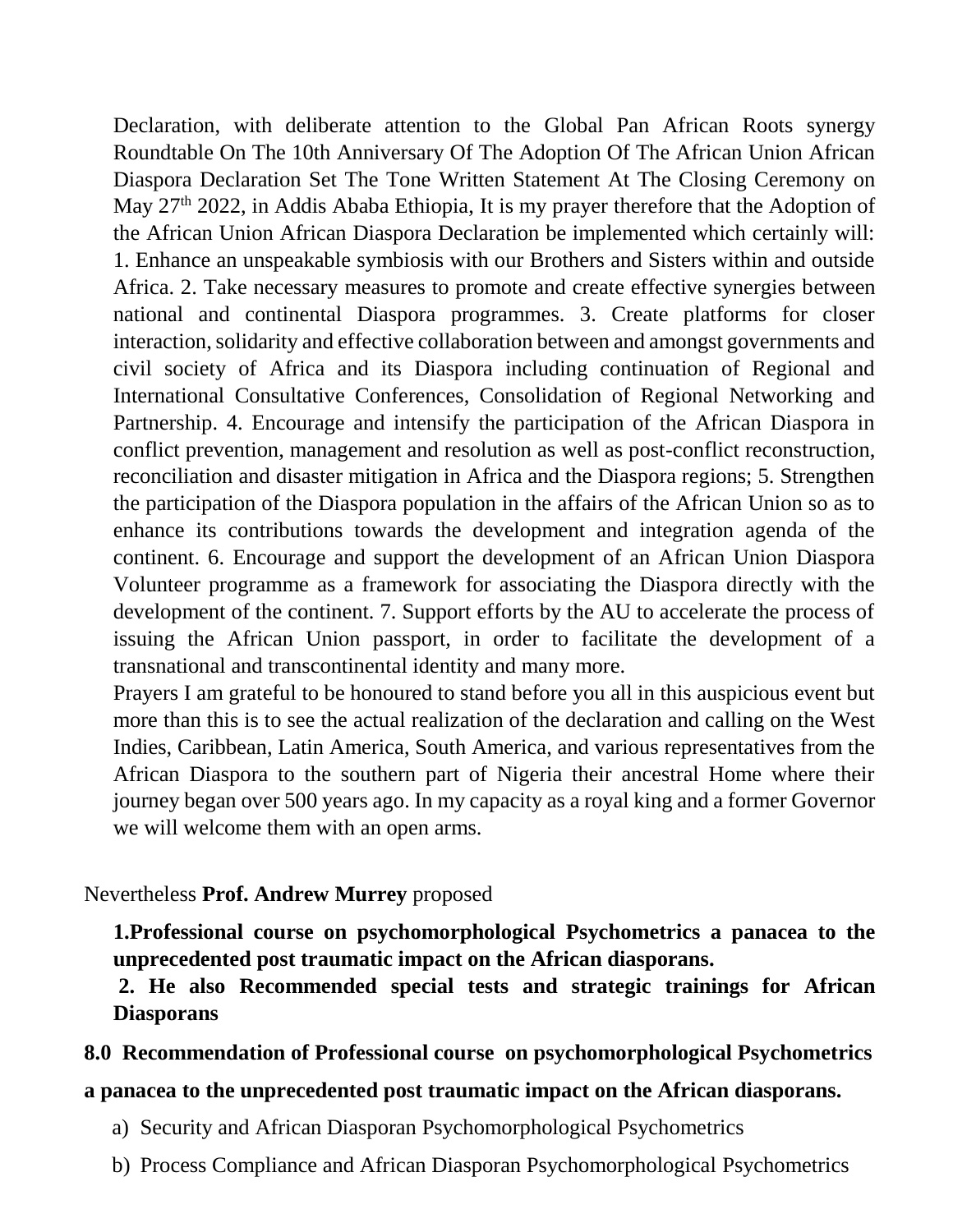Declaration, with deliberate attention to the Global Pan African Roots synergy Roundtable On The 10th Anniversary Of The Adoption Of The African Union African Diaspora Declaration Set The Tone Written Statement At The Closing Ceremony on May 27th 2022, in Addis Ababa Ethiopia, It is my prayer therefore that the Adoption of the African Union African Diaspora Declaration be implemented which certainly will: 1. Enhance an unspeakable symbiosis with our Brothers and Sisters within and outside Africa. 2. Take necessary measures to promote and create effective synergies between national and continental Diaspora programmes. 3. Create platforms for closer interaction, solidarity and effective collaboration between and amongst governments and civil society of Africa and its Diaspora including continuation of Regional and International Consultative Conferences, Consolidation of Regional Networking and Partnership. 4. Encourage and intensify the participation of the African Diaspora in conflict prevention, management and resolution as well as post-conflict reconstruction, reconciliation and disaster mitigation in Africa and the Diaspora regions; 5. Strengthen the participation of the Diaspora population in the affairs of the African Union so as to enhance its contributions towards the development and integration agenda of the continent. 6. Encourage and support the development of an African Union Diaspora Volunteer programme as a framework for associating the Diaspora directly with the development of the continent. 7. Support efforts by the AU to accelerate the process of issuing the African Union passport, in order to facilitate the development of a transnational and transcontinental identity and many more.

Prayers I am grateful to be honoured to stand before you all in this auspicious event but more than this is to see the actual realization of the declaration and calling on the West Indies, Caribbean, Latin America, South America, and various representatives from the African Diaspora to the southern part of Nigeria their ancestral Home where their journey began over 500 years ago. In my capacity as a royal king and a former Governor we will welcome them with an open arms.

Nevertheless **Prof. Andrew Murrey** proposed

**1.Professional course on psychomorphological Psychometrics a panacea to the unprecedented post traumatic impact on the African diasporans.**

**2. He also Recommended special tests and strategic trainings for African Diasporans**

## 8.0 Recommendation of Professional course on psychomorphological Psychometrics a panacea to the unprecedented post traumatic impact on the African diasporans.

a) Security and African Diasporan Psychomorphological Psychometrics

b) Process Compliance and African Diasporan Psychomorphological Psychometrics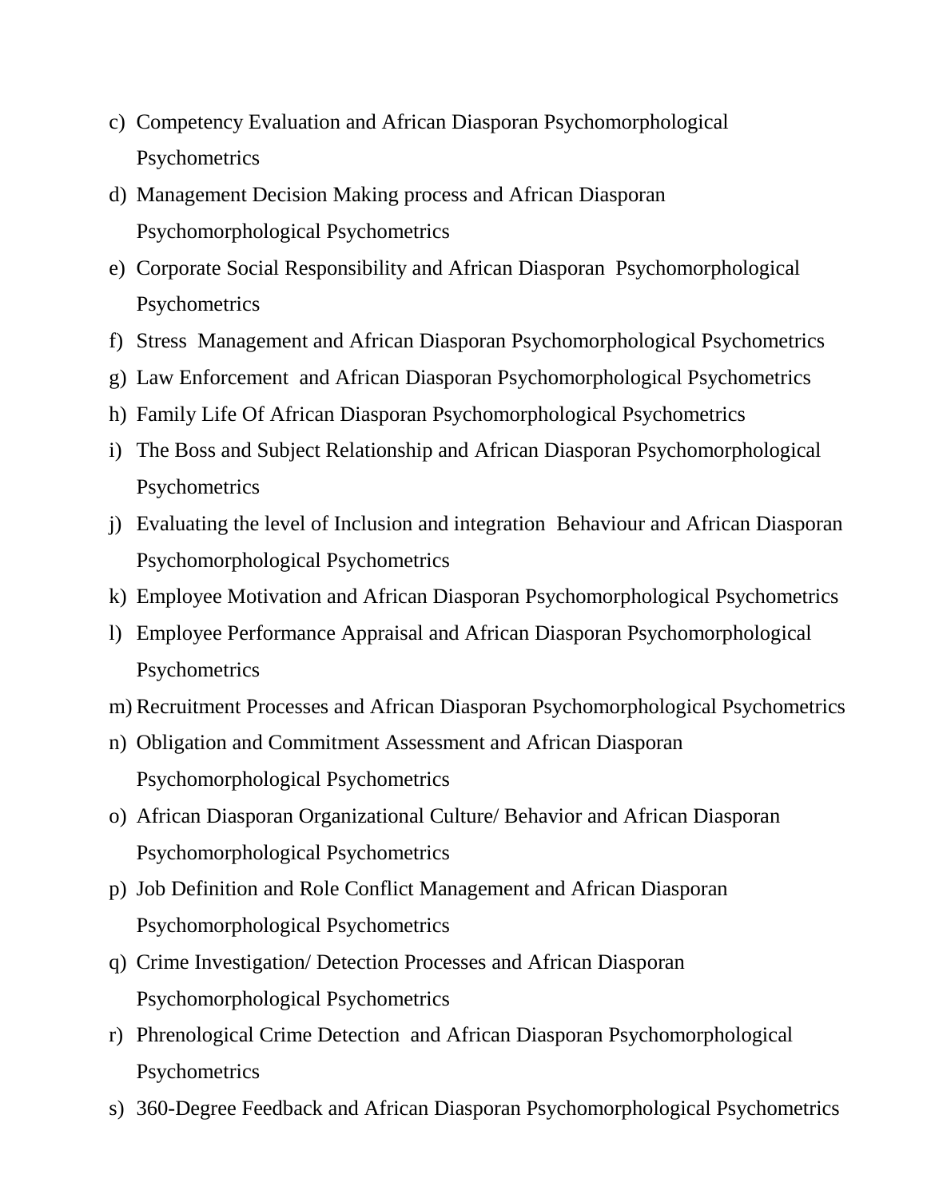c) Competency Evaluation and African Diasporan Psychomorphological Psychometrics
d) Management Decision Making process and African Diasporan Psychomorphological Psychometrics
e) Corporate Social Responsibility and African Diasporan Psychomorphological Psychometrics
f) Stress Management and African Diasporan Psychomorphological Psychometrics
g) Law Enforcement and African Diasporan Psychomorphological Psychometrics
h) Family Life Of African Diasporan Psychomorphological Psychometrics
i) The Boss and Subject Relationship and African Diasporan Psychomorphological Psychometrics
j) Evaluating the level of Inclusion and integration Behaviour and African Diasporan Psychomorphological Psychometrics
k) Employee Motivation and African Diasporan Psychomorphological Psychometrics
l) Employee Performance Appraisal and African Diasporan Psychomorphological Psychometrics
m) Recruitment Processes and African Diasporan Psychomorphological Psychometrics
n) Obligation and Commitment Assessment and African Diasporan Psychomorphological Psychometrics
o) African Diasporan Organizational Culture/ Behavior and African Diasporan Psychomorphological Psychometrics
p) Job Definition and Role Conflict Management and African Diasporan Psychomorphological Psychometrics
q) Crime Investigation/ Detection Processes and African Diasporan Psychomorphological Psychometrics
r) Phrenological Crime Detection and African Diasporan Psychomorphological Psychometrics
s) 360-Degree Feedback and African Diasporan Psychomorphological Psychometrics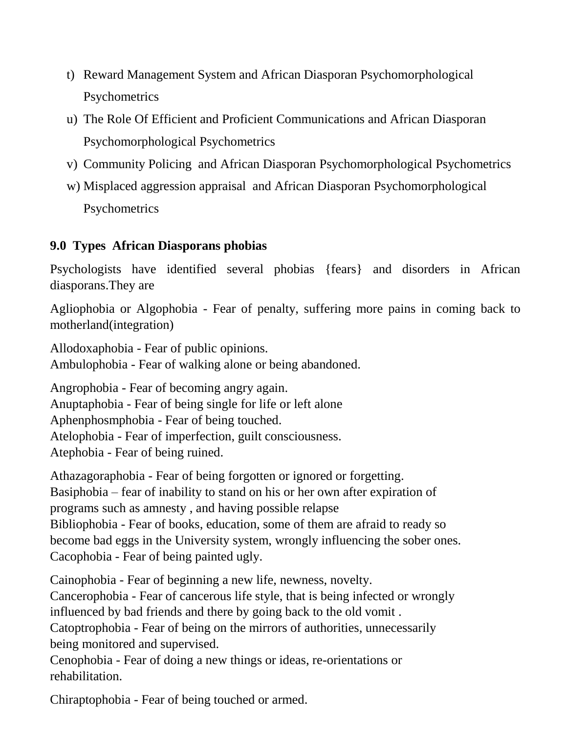t) Reward Management System and African Diasporan Psychomorphological Psychometrics

u) The Role Of Efficient and Proficient Communications and African Diasporan Psychomorphological Psychometrics

v) Community Policing  and African Diasporan Psychomorphological Psychometrics

w) Misplaced aggression appraisal  and African Diasporan Psychomorphological Psychometrics

**9.0  Types  African Diasporans phobias**

Psychologists have identified several phobias {fears} and disorders in African diasporans.They are

Agliophobia or Algophobia - Fear of penalty, suffering more pains in coming back to motherland(integration)

Allodoxaphobia - Fear of public opinions.
Ambulophobia - Fear of walking alone or being abandoned.

Angrophobia - Fear of becoming angry again.
Anuptaphobia - Fear of being single for life or left alone
Aphenphosmphobia - Fear of being touched.
Atelophobia - Fear of imperfection, guilt consciousness.
Atephobia - Fear of being ruined.

Athazagoraphobia - Fear of being forgotten or ignored or forgetting.
Basiphobia – fear of inability to stand on his or her own after expiration of programs such as amnesty , and having possible relapse
Bibliophobia - Fear of books, education, some of them are afraid to ready so become bad eggs in the University system, wrongly influencing the sober ones.
Cacophobia - Fear of being painted ugly.

Cainophobia - Fear of beginning a new life, newness, novelty.
Cancerophobia - Fear of cancerous life style, that is being infected or wrongly influenced by bad friends and there by going back to the old vomit .
Catoptrophobia - Fear of being on the mirrors of authorities, unnecessarily being monitored and supervised.
Cenophobia - Fear of doing a new things or ideas, re-orientations or rehabilitation.

Chiraptophobia - Fear of being touched or armed.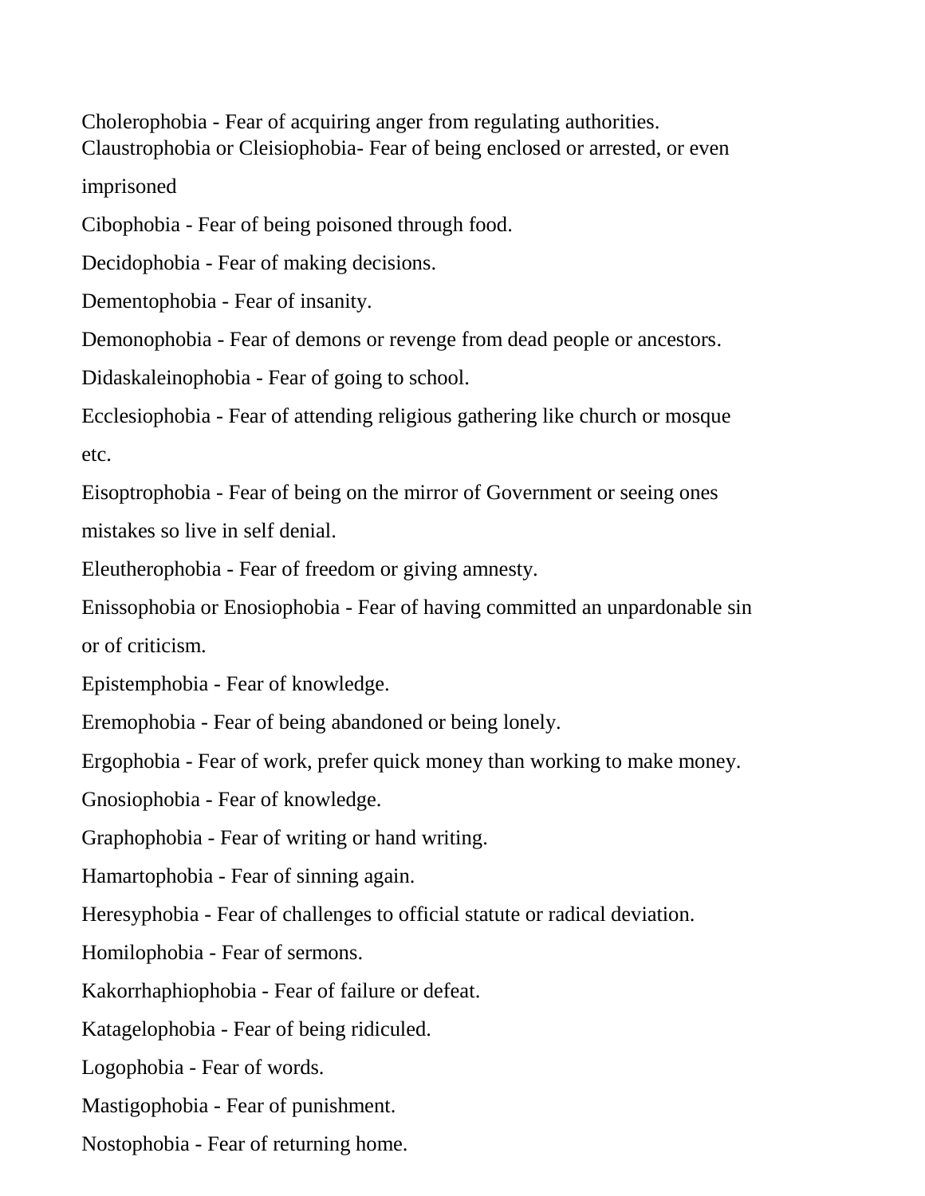Cholerophobia - Fear of acquiring anger from regulating authorities.
Claustrophobia or Cleisiophobia- Fear of being enclosed or arrested, or even imprisoned

Cibophobia - Fear of being poisoned through food.

Decidophobia - Fear of making decisions.

Dementophobia - Fear of insanity.

Demonophobia - Fear of demons or revenge from dead people or ancestors.

Didaskaleinophobia - Fear of going to school.

Ecclesiophobia - Fear of attending religious gathering like church or mosque etc.

Eisoptrophobia - Fear of being on the mirror of Government or seeing ones mistakes so live in self denial.

Eleutherophobia - Fear of freedom or giving amnesty.

Enissophobia or Enosiophobia - Fear of having committed an unpardonable sin or of criticism.

Epistemphobia - Fear of knowledge.

Eremophobia - Fear of being abandoned or being lonely.

Ergophobia - Fear of work, prefer quick money than working to make money.

Gnosiophobia - Fear of knowledge.

Graphophobia - Fear of writing or hand writing.

Hamartophobia - Fear of sinning again.

Heresyphobia - Fear of challenges to official statute or radical deviation.

Homilophobia - Fear of sermons.

Kakorrhaphiophobia - Fear of failure or defeat.

Katagelophobia - Fear of being ridiculed.

Logophobia - Fear of words.

Mastigophobia - Fear of punishment.

Nostophobia - Fear of returning home.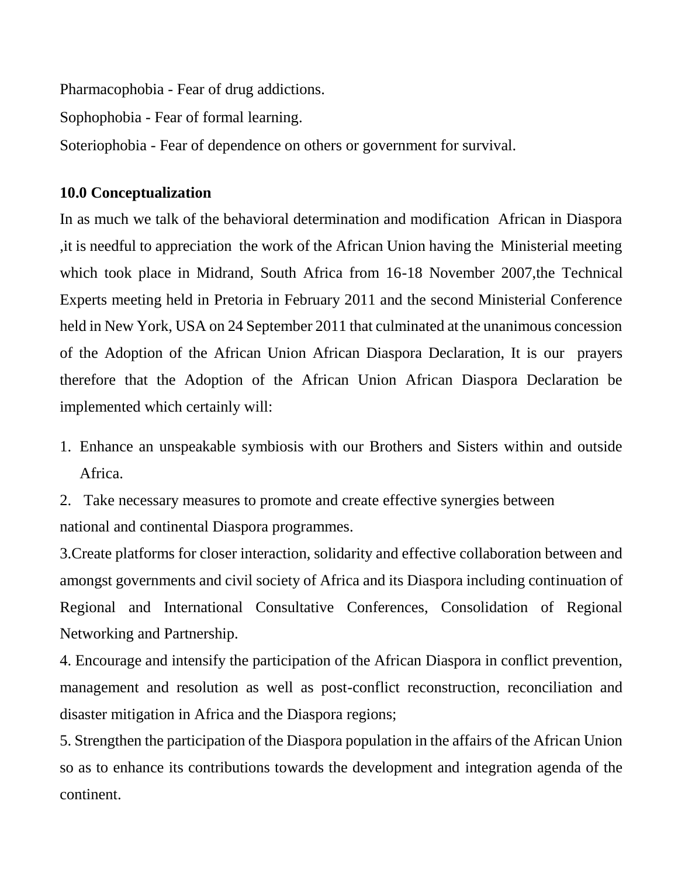Pharmacophobia - Fear of drug addictions.

Sophophobia - Fear of formal learning.

Soteriophobia - Fear of dependence on others or government for survival.

**10.0 Conceptualization**

In as much we talk of the behavioral determination and modification African in Diaspora ,it is needful to appreciation the work of the African Union having the Ministerial meeting which took place in Midrand, South Africa from 16-18 November 2007,the Technical Experts meeting held in Pretoria in February 2011 and the second Ministerial Conference held in New York, USA on 24 September 2011 that culminated at the unanimous concession of the Adoption of the African Union African Diaspora Declaration, It is our prayers therefore that the Adoption of the African Union African Diaspora Declaration be implemented which certainly will:

1. Enhance an unspeakable symbiosis with our Brothers and Sisters within and outside Africa.

2. Take necessary measures to promote and create effective synergies between national and continental Diaspora programmes.

3. Create platforms for closer interaction, solidarity and effective collaboration between and amongst governments and civil society of Africa and its Diaspora including continuation of Regional and International Consultative Conferences, Consolidation of Regional Networking and Partnership.

4. Encourage and intensify the participation of the African Diaspora in conflict prevention, management and resolution as well as post-conflict reconstruction, reconciliation and disaster mitigation in Africa and the Diaspora regions;

5. Strengthen the participation of the Diaspora population in the affairs of the African Union so as to enhance its contributions towards the development and integration agenda of the continent.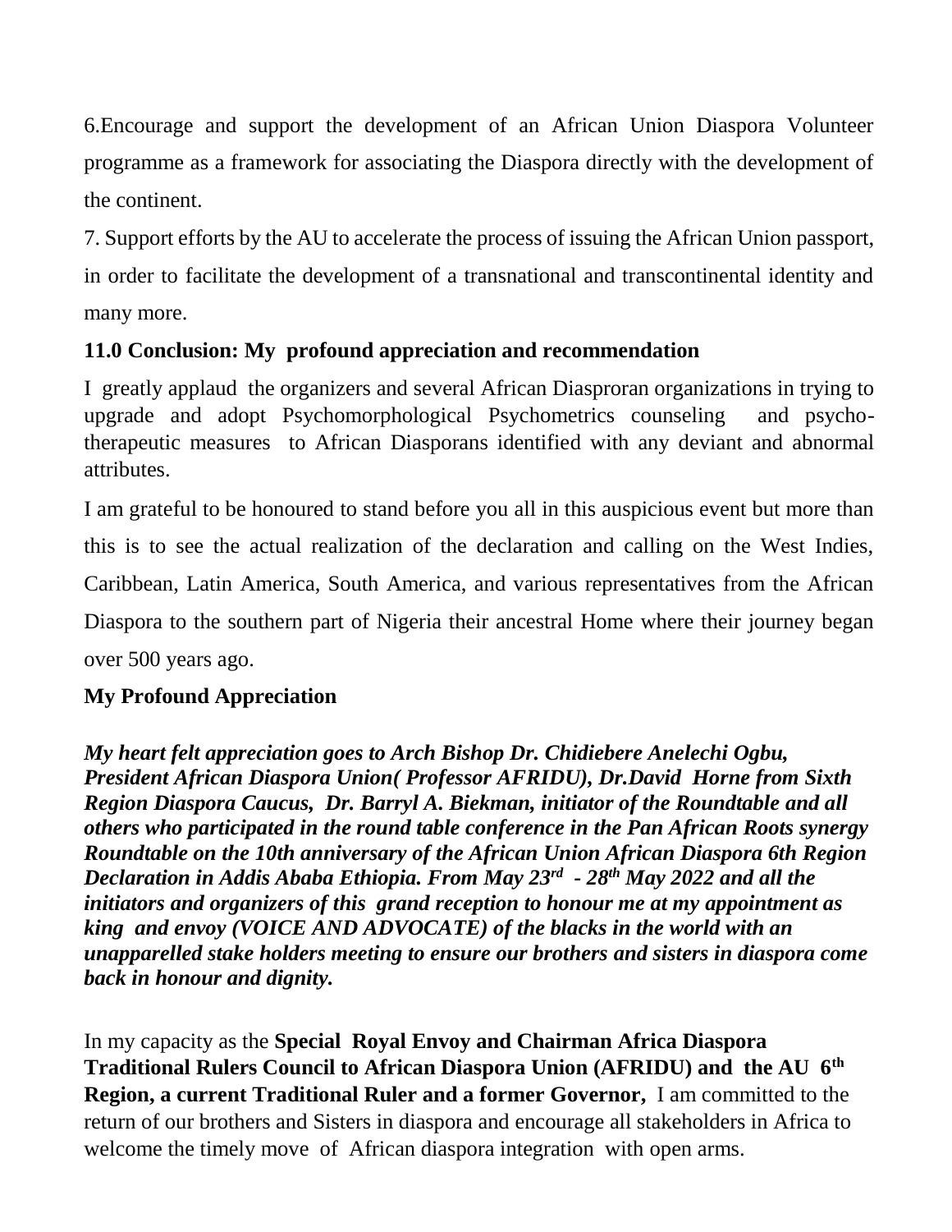6.Encourage and support the development of an African Union Diaspora Volunteer programme as a framework for associating the Diaspora directly with the development of the continent.

7. Support efforts by the AU to accelerate the process of issuing the African Union passport, in order to facilitate the development of a transnational and transcontinental identity and many more.

**11.0 Conclusion: My profound appreciation and recommendation**

I greatly applaud the organizers and several African Diasproran organizations in trying to upgrade and adopt Psychomorphological Psychometrics counseling and psycho-therapeutic measures to African Diasporans identified with any deviant and abnormal attributes.

I am grateful to be honoured to stand before you all in this auspicious event but more than this is to see the actual realization of the declaration and calling on the West Indies, Caribbean, Latin America, South America, and various representatives from the African Diaspora to the southern part of Nigeria their ancestral Home where their journey began over 500 years ago.

**My Profound Appreciation**

***My heart felt appreciation goes to Arch Bishop Dr. Chidiebere Anelechi Ogbu, President African Diaspora Union( Professor AFRIDU), Dr.David Horne from Sixth Region Diaspora Caucus, Dr. Barryl A. Biekman, initiator of the Roundtable and all others who participated in the round table conference in the Pan African Roots synergy Roundtable on the 10th anniversary of the African Union African Diaspora 6th Region Declaration in Addis Ababa Ethiopia. From May 23rd - 28th May 2022 and all the initiators and organizers of this grand reception to honour me at my appointment as king and envoy (VOICE AND ADVOCATE) of the blacks in the world with an unapparelled stake holders meeting to ensure our brothers and sisters in diaspora come back in honour and dignity.***

In my capacity as the **Special Royal Envoy and Chairman Africa Diaspora Traditional Rulers Council to African Diaspora Union (AFRIDU) and the AU 6th Region, a current Traditional Ruler and a former Governor,** I am committed to the return of our brothers and Sisters in diaspora and encourage all stakeholders in Africa to welcome the timely move of African diaspora integration with open arms.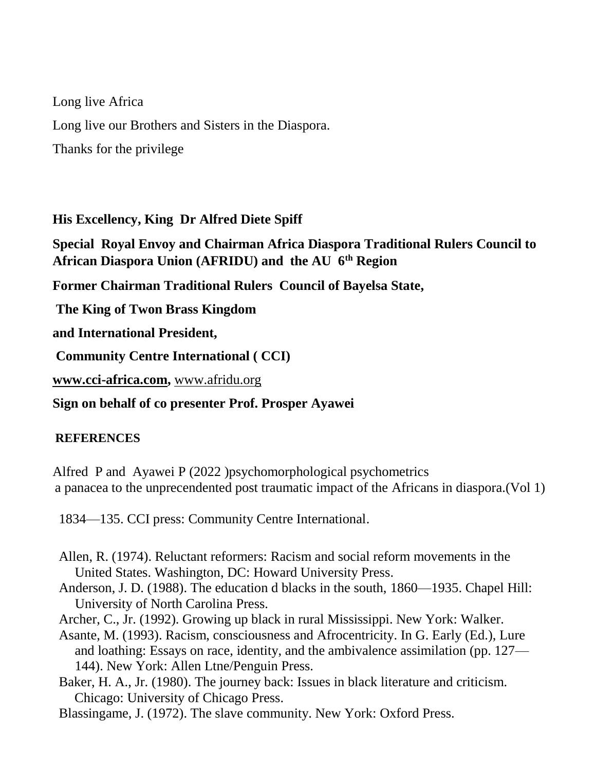Long live Africa

Long live our Brothers and Sisters in the Diaspora.

Thanks for the privilege

**His Excellency, King Dr Alfred Diete Spiff**

**Special Royal Envoy and Chairman Africa Diaspora Traditional Rulers Council to African Diaspora Union (AFRIDU) and the AU 6th Region**

**Former Chairman Traditional Rulers Council of Bayelsa State,**

**The King of Twon Brass Kingdom**

**and International President,**

**Community Centre International ( CCI)**

**www.cci-africa.com,** www.afridu.org

**Sign on behalf of co presenter Prof. Prosper Ayawei**

**REFERENCES**

Alfred P and Ayawei P (2022 )psychomorphological psychometrics a panacea to the unprecendented post traumatic impact of the Africans in diaspora.(Vol 1)

1834—135. CCI press: Community Centre International.

Allen, R. (1974). Reluctant reformers: Racism and social reform movements in the United States. Washington, DC: Howard University Press.

Anderson, J. D. (1988). The education d blacks in the south, 1860—1935. Chapel Hill: University of North Carolina Press.

Archer, C., Jr. (1992). Growing up black in rural Mississippi. New York: Walker.

Asante, M. (1993). Racism, consciousness and Afrocentricity. In G. Early (Ed.), Lure and loathing: Essays on race, identity, and the ambivalence assimilation (pp. 127—144). New York: Allen Ltne/Penguin Press.

Baker, H. A., Jr. (1980). The journey back: Issues in black literature and criticism. Chicago: University of Chicago Press.

Blassingame, J. (1972). The slave community. New York: Oxford Press.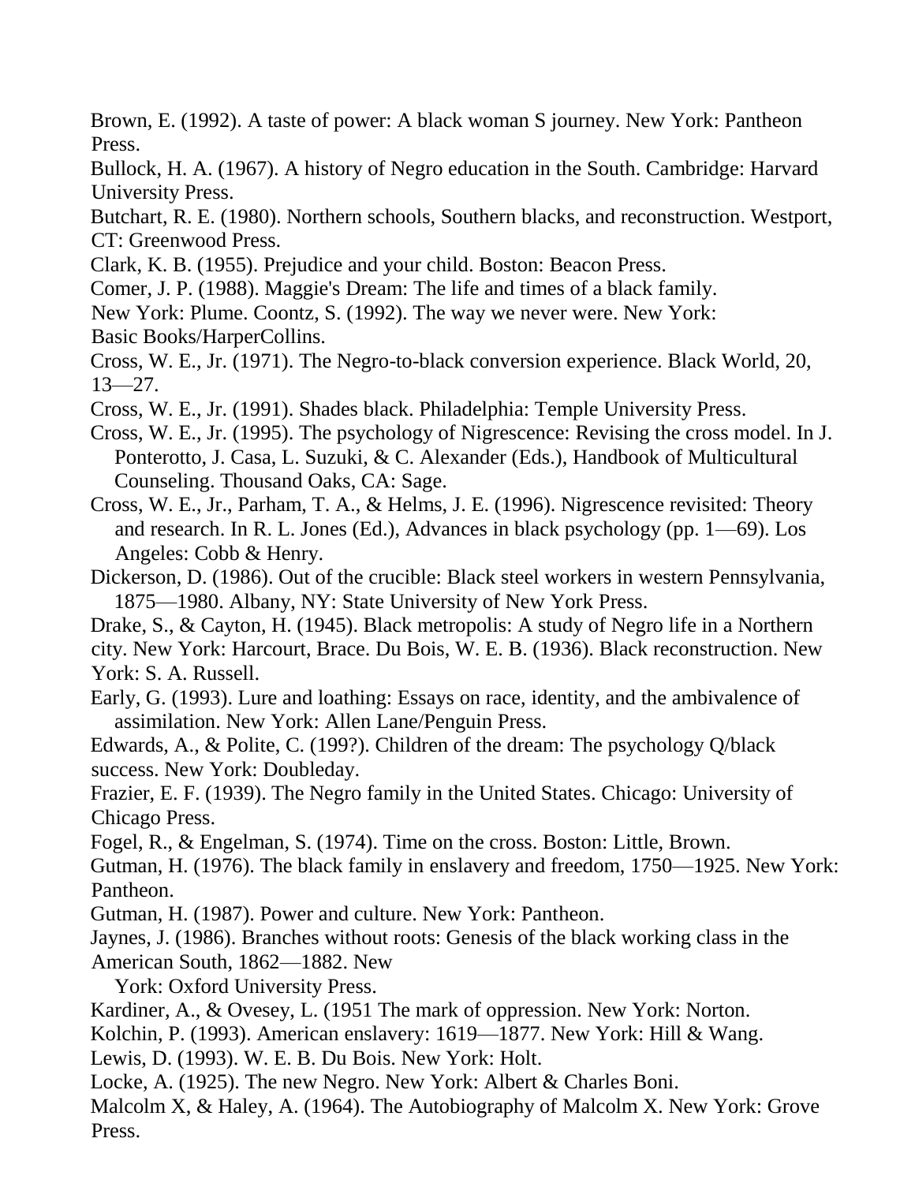Brown, E. (1992). A taste of power: A black woman S journey. New York: Pantheon Press.

Bullock, H. A. (1967). A history of Negro education in the South. Cambridge: Harvard University Press.

Butchart, R. E. (1980). Northern schools, Southern blacks, and reconstruction. Westport, CT: Greenwood Press.

Clark, K. B. (1955). Prejudice and your child. Boston: Beacon Press.

Comer, J. P. (1988). Maggie's Dream: The life and times of a black family. New York: Plume. Coontz, S. (1992). The way we never were. New York: Basic Books/HarperCollins.

Cross, W. E., Jr. (1971). The Negro-to-black conversion experience. Black World, 20, 13—27.

Cross, W. E., Jr. (1991). Shades black. Philadelphia: Temple University Press.

Cross, W. E., Jr. (1995). The psychology of Nigrescence: Revising the cross model. In J. Ponterotto, J. Casa, L. Suzuki, & C. Alexander (Eds.), Handbook of Multicultural Counseling. Thousand Oaks, CA: Sage.

Cross, W. E., Jr., Parham, T. A., & Helms, J. E. (1996). Nigrescence revisited: Theory and research. In R. L. Jones (Ed.), Advances in black psychology (pp. 1—69). Los Angeles: Cobb & Henry.

Dickerson, D. (1986). Out of the crucible: Black steel workers in western Pennsylvania, 1875—1980. Albany, NY: State University of New York Press.

Drake, S., & Cayton, H. (1945). Black metropolis: A study of Negro life in a Northern city. New York: Harcourt, Brace. Du Bois, W. E. B. (1936). Black reconstruction. New York: S. A. Russell.

Early, G. (1993). Lure and loathing: Essays on race, identity, and the ambivalence of assimilation. New York: Allen Lane/Penguin Press.

Edwards, A., & Polite, C. (199?). Children of the dream: The psychology Q/black success. New York: Doubleday.

Frazier, E. F. (1939). The Negro family in the United States. Chicago: University of Chicago Press.

Fogel, R., & Engelman, S. (1974). Time on the cross. Boston: Little, Brown.

Gutman, H. (1976). The black family in enslavery and freedom, 1750—1925. New York: Pantheon.

Gutman, H. (1987). Power and culture. New York: Pantheon.

Jaynes, J. (1986). Branches without roots: Genesis of the black working class in the American South, 1862—1882. New York: Oxford University Press.

Kardiner, A., & Ovesey, L. (1951 The mark of oppression. New York: Norton.

Kolchin, P. (1993). American enslavery: 1619—1877. New York: Hill & Wang.

Lewis, D. (1993). W. E. B. Du Bois. New York: Holt.

Locke, A. (1925). The new Negro. New York: Albert & Charles Boni.

Malcolm X, & Haley, A. (1964). The Autobiography of Malcolm X. New York: Grove Press.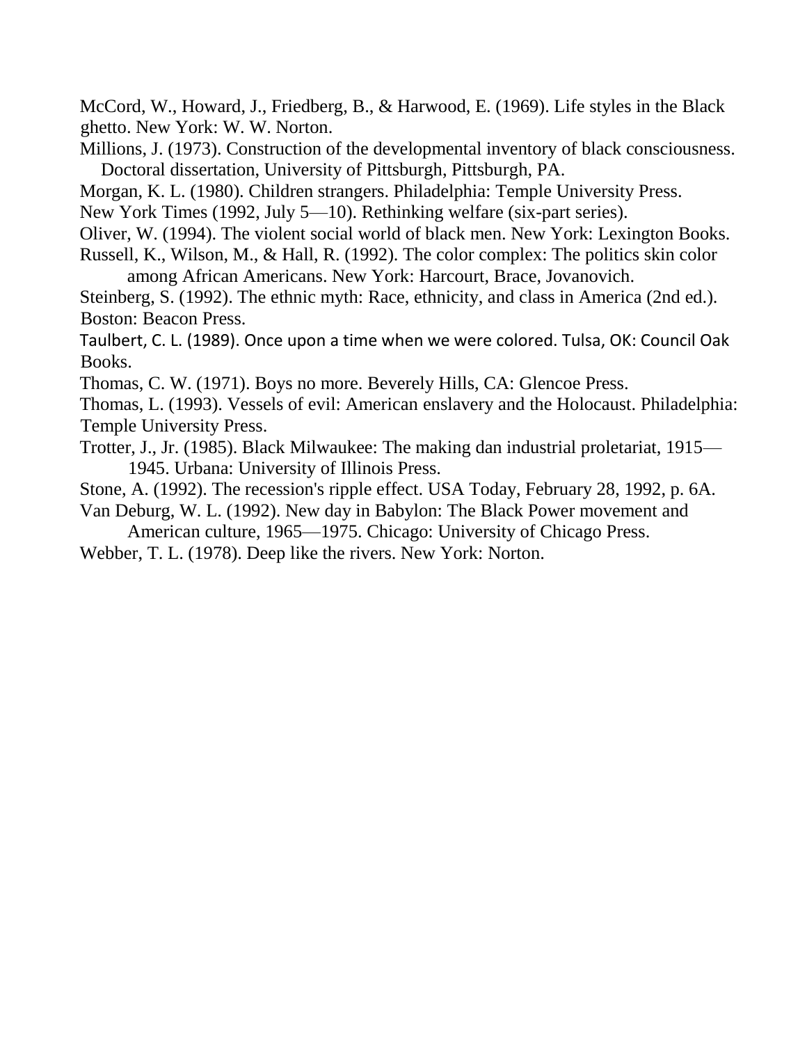McCord, W., Howard, J., Friedberg, B., & Harwood, E. (1969). Life styles in the Black ghetto. New York: W. W. Norton.

Millions, J. (1973). Construction of the developmental inventory of black consciousness. Doctoral dissertation, University of Pittsburgh, Pittsburgh, PA.

Morgan, K. L. (1980). Children strangers. Philadelphia: Temple University Press.

New York Times (1992, July 5—10). Rethinking welfare (six-part series).

Oliver, W. (1994). The violent social world of black men. New York: Lexington Books.

Russell, K., Wilson, M., & Hall, R. (1992). The color complex: The politics skin color among African Americans. New York: Harcourt, Brace, Jovanovich.

Steinberg, S. (1992). The ethnic myth: Race, ethnicity, and class in America (2nd ed.). Boston: Beacon Press.

Taulbert, C. L. (1989). Once upon a time when we were colored. Tulsa, OK: Council Oak Books.

Thomas, C. W. (1971). Boys no more. Beverely Hills, CA: Glencoe Press.

Thomas, L. (1993). Vessels of evil: American enslavery and the Holocaust. Philadelphia: Temple University Press.

Trotter, J., Jr. (1985). Black Milwaukee: The making dan industrial proletariat, 1915—1945. Urbana: University of Illinois Press.

Stone, A. (1992). The recession's ripple effect. USA Today, February 28, 1992, p. 6A.

Van Deburg, W. L. (1992). New day in Babylon: The Black Power movement and American culture, 1965—1975. Chicago: University of Chicago Press.

Webber, T. L. (1978). Deep like the rivers. New York: Norton.